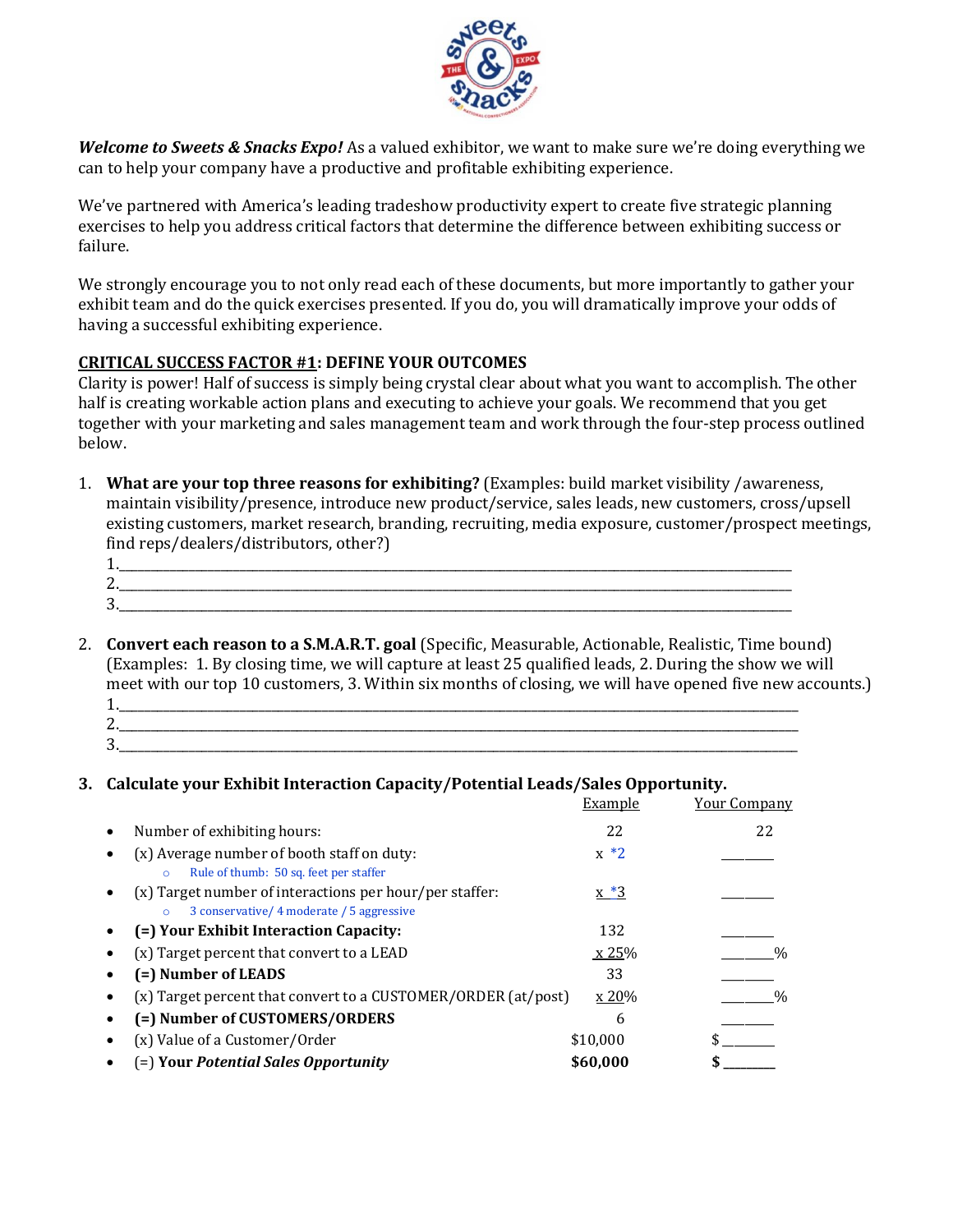***Welcome to Sweets & Snacks Expo!*** As a valued exhibitor, we want to make sure we're doing everything we can to help your company have a productive and profitable exhibiting experience.

We've partnered with America's leading tradeshow productivity expert to create five strategic planning exercises to help you address critical factors that determine the difference between exhibiting success or failure.

We strongly encourage you to not only read each of these documents, but more importantly to gather your exhibit team and do the quick exercises presented. If you do, you will dramatically improve your odds of having a successful exhibiting experience.

## <u>CRITICAL SUCCESS FACTOR #1</u>: DEFINE YOUR OUTCOMES

Clarity is power! Half of success is simply being crystal clear about what you want to accomplish. The other half is creating workable action plans and executing to achieve your goals. We recommend that you get together with your marketing and sales management team and work through the four-step process outlined below.

1. **What are your top three reasons for exhibiting?** (Examples: build market visibility /awareness, maintain visibility/presence, introduce new product/service, sales leads, new customers, cross/upsell existing customers, market research, branding, recruiting, media exposure, customer/prospect meetings, find reps/dealers/distributors, other?)
   1.\_\_\_\_\_\_\_\_\_\_\_\_\_\_\_\_\_\_\_\_\_\_\_\_\_\_\_\_\_\_\_\_\_\_\_\_\_\_\_\_\_\_\_\_\_\_\_\_\_\_\_\_\_\_\_\_\_\_\_\_
   2.\_\_\_\_\_\_\_\_\_\_\_\_\_\_\_\_\_\_\_\_\_\_\_\_\_\_\_\_\_\_\_\_\_\_\_\_\_\_\_\_\_\_\_\_\_\_\_\_\_\_\_\_\_\_\_\_\_\_\_\_
   3.\_\_\_\_\_\_\_\_\_\_\_\_\_\_\_\_\_\_\_\_\_\_\_\_\_\_\_\_\_\_\_\_\_\_\_\_\_\_\_\_\_\_\_\_\_\_\_\_\_\_\_\_\_\_\_\_\_\_\_\_

2. **Convert each reason to a S.M.A.R.T. goal** (Specific, Measurable, Actionable, Realistic, Time bound) (Examples: 1. By closing time, we will capture at least 25 qualified leads, 2. During the show we will meet with our top 10 customers, 3. Within six months of closing, we will have opened five new accounts.)
   1.\_\_\_\_\_\_\_\_\_\_\_\_\_\_\_\_\_\_\_\_\_\_\_\_\_\_\_\_\_\_\_\_\_\_\_\_\_\_\_\_\_\_\_\_\_\_\_\_\_\_\_\_\_\_\_\_\_\_\_\_
   2.\_\_\_\_\_\_\_\_\_\_\_\_\_\_\_\_\_\_\_\_\_\_\_\_\_\_\_\_\_\_\_\_\_\_\_\_\_\_\_\_\_\_\_\_\_\_\_\_\_\_\_\_\_\_\_\_\_\_\_\_
   3.\_\_\_\_\_\_\_\_\_\_\_\_\_\_\_\_\_\_\_\_\_\_\_\_\_\_\_\_\_\_\_\_\_\_\_\_\_\_\_\_\_\_\_\_\_\_\_\_\_\_\_\_\_\_\_\_\_\_\_\_

3. **Calculate your Exhibit Interaction Capacity/Potential Leads/Sales Opportunity.**

| | <u>Example</u> | <u>Your Company</u> |
|---|---|---|
| • Number of exhibiting hours: | 22 | 22 |
| • (x) Average number of booth staff on duty:<br>○ Rule of thumb: 50 sq. feet per staffer | x *2 | \_\_\_\_\_\_ |
| • (x) Target number of interactions per hour/per staffer:<br>○ 3 conservative/ 4 moderate / 5 aggressive | x *3 | \_\_\_\_\_\_ |
| • **(=) Your Exhibit Interaction Capacity:** | 132 | \_\_\_\_\_\_ |
| • (x) Target percent that convert to a LEAD | x 25% | \_\_\_\_\_\_% |
| • **(=) Number of LEADS** | 33 | \_\_\_\_\_\_ |
| • (x) Target percent that convert to a CUSTOMER/ORDER (at/post) | x 20% | \_\_\_\_\_\_% |
| • **(=) Number of CUSTOMERS/ORDERS** | 6 | \_\_\_\_\_\_ |
| • (x) Value of a Customer/Order | $10,000 | $ \_\_\_\_\_\_ |
| • (=) **Your *Potential Sales Opportunity*** | **$60,000** | **$ \_\_\_\_\_\_** |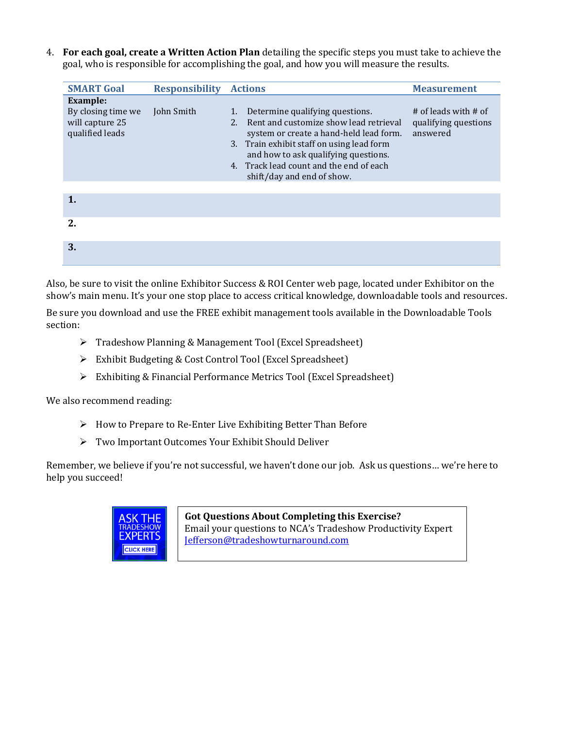4. **For each goal, create a Written Action Plan** detailing the specific steps you must take to achieve the goal, who is responsible for accomplishing the goal, and how you will measure the results.

| SMART Goal | Responsibility | Actions | Measurement |
|---|---|---|---|
| **Example:** By closing time we will capture 25 qualified leads | John Smith | 1. Determine qualifying questions. 2. Rent and customize show lead retrieval system or create a hand-held lead form. 3. Train exhibit staff on using lead form and how to ask qualifying questions. 4. Track lead count and the end of each shift/day and end of show. | # of leads with # of qualifying questions answered |
| **1.** | | | |
| **2.** | | | |
| **3.** | | | |

Also, be sure to visit the online Exhibitor Success & ROI Center web page, located under Exhibitor on the show's main menu. It's your one stop place to access critical knowledge, downloadable tools and resources.

Be sure you download and use the FREE exhibit management tools available in the Downloadable Tools section:

- Tradeshow Planning & Management Tool (Excel Spreadsheet)
- Exhibit Budgeting & Cost Control Tool (Excel Spreadsheet)
- Exhibiting & Financial Performance Metrics Tool (Excel Spreadsheet)

We also recommend reading:

- How to Prepare to Re-Enter Live Exhibiting Better Than Before
- Two Important Outcomes Your Exhibit Should Deliver

Remember, we believe if you're not successful, we haven't done our job. Ask us questions… we're here to help you succeed!

ASK THE TRADESHOW EXPERTS
CLICK HERE

**Got Questions About Completing this Exercise?**
Email your questions to NCA's Tradeshow Productivity Expert
Jefferson@tradeshowturnaround.com